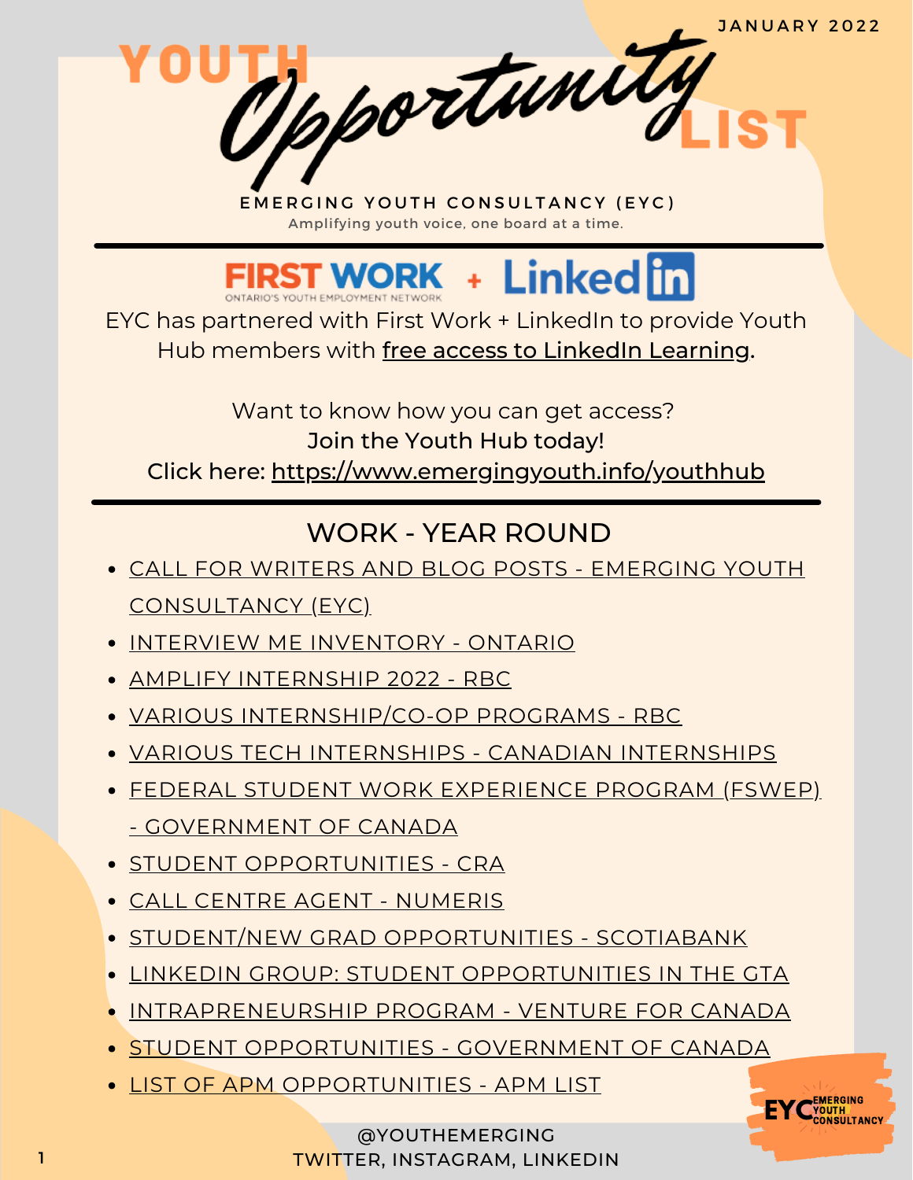JANUARY 2022

# YOUTH Opportunity LIST

**EMERGING YOUTH CONSULTANCY (EYC)**

Amplifying youth voice, one board at a time.

---

FIRST WORK ONTARIO'S YOUTH EMPLOYMENT NETWORK + LinkedIn

EYC has partnered with First Work + LinkedIn to provide Youth Hub members with free access to LinkedIn Learning.

Want to know how you can get access?

**Join the Youth Hub today!**

Click here: https://www.emergingyouth.info/youthhub

---

## WORK - YEAR ROUND

- CALL FOR WRITERS AND BLOG POSTS - EMERGING YOUTH CONSULTANCY (EYC)
- INTERVIEW ME INVENTORY - ONTARIO
- AMPLIFY INTERNSHIP 2022 - RBC
- VARIOUS INTERNSHIP/CO-OP PROGRAMS - RBC
- VARIOUS TECH INTERNSHIPS - CANADIAN INTERNSHIPS
- FEDERAL STUDENT WORK EXPERIENCE PROGRAM (FSWEP) - GOVERNMENT OF CANADA
- STUDENT OPPORTUNITIES - CRA
- CALL CENTRE AGENT - NUMERIS
- STUDENT/NEW GRAD OPPORTUNITIES - SCOTIABANK
- LINKEDIN GROUP: STUDENT OPPORTUNITIES IN THE GTA
- INTRAPRENEURSHIP PROGRAM - VENTURE FOR CANADA
- STUDENT OPPORTUNITIES - GOVERNMENT OF CANADA
- LIST OF APM OPPORTUNITIES - APM LIST

@YOUTHEMERGING
TWITTER, INSTAGRAM, LINKEDIN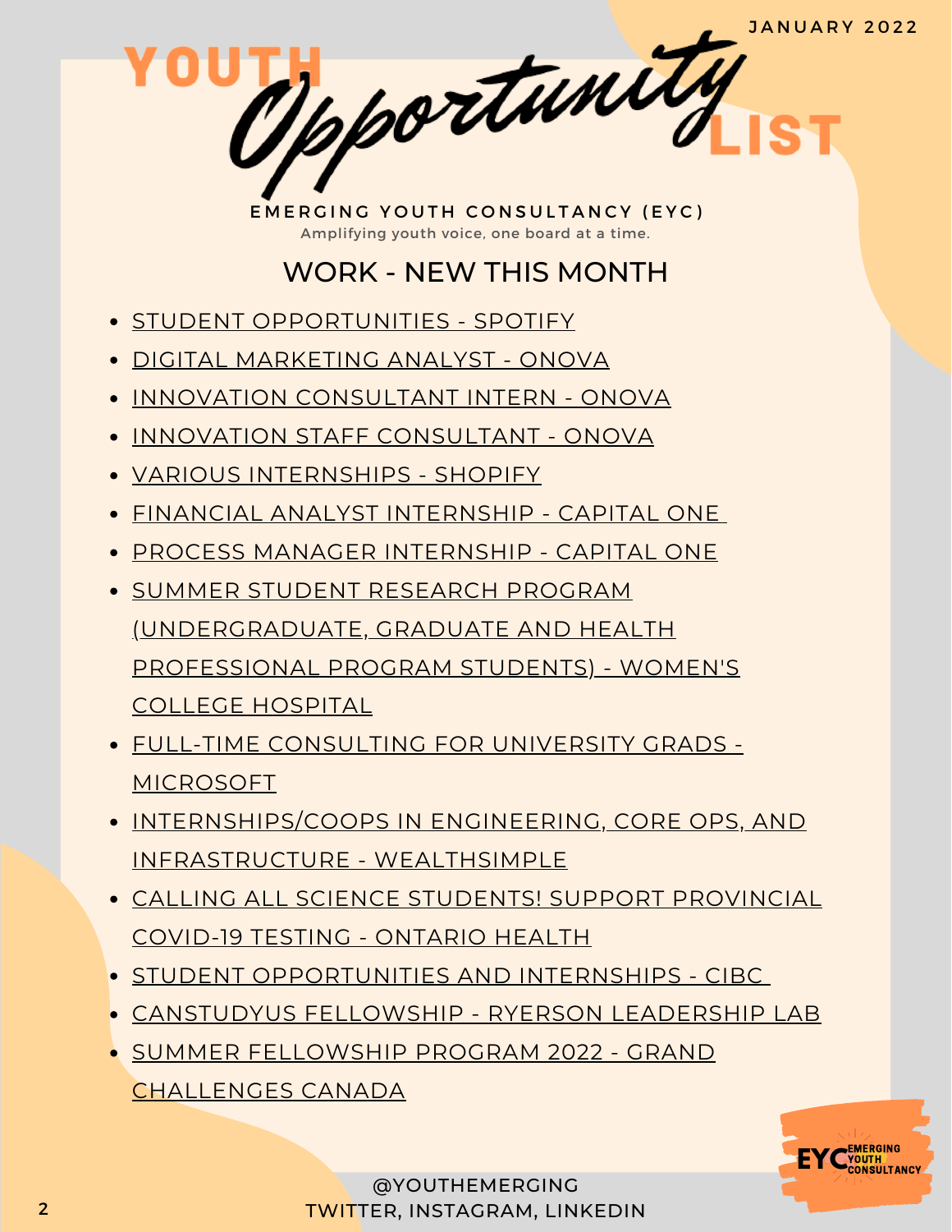JANUARY 2022

# YOUTH *Opportunity* LIST

EMERGING YOUTH CONSULTANCY (EYC)

Amplifying youth voice, one board at a time.

## WORK - NEW THIS MONTH

- STUDENT OPPORTUNITIES - SPOTIFY
- DIGITAL MARKETING ANALYST - ONOVA
- INNOVATION CONSULTANT INTERN - ONOVA
- INNOVATION STAFF CONSULTANT - ONOVA
- VARIOUS INTERNSHIPS - SHOPIFY
- FINANCIAL ANALYST INTERNSHIP - CAPITAL ONE
- PROCESS MANAGER INTERNSHIP - CAPITAL ONE
- SUMMER STUDENT RESEARCH PROGRAM (UNDERGRADUATE, GRADUATE AND HEALTH PROFESSIONAL PROGRAM STUDENTS) - WOMEN'S COLLEGE HOSPITAL
- FULL-TIME CONSULTING FOR UNIVERSITY GRADS - MICROSOFT
- INTERNSHIPS/COOPS IN ENGINEERING, CORE OPS, AND INFRASTRUCTURE - WEALTHSIMPLE
- CALLING ALL SCIENCE STUDENTS! SUPPORT PROVINCIAL COVID-19 TESTING - ONTARIO HEALTH
- STUDENT OPPORTUNITIES AND INTERNSHIPS - CIBC
- CANSTUDYUS FELLOWSHIP - RYERSON LEADERSHIP LAB
- SUMMER FELLOWSHIP PROGRAM 2022 - GRAND CHALLENGES CANADA

@YOUTHEMERGING
TWITTER, INSTAGRAM, LINKEDIN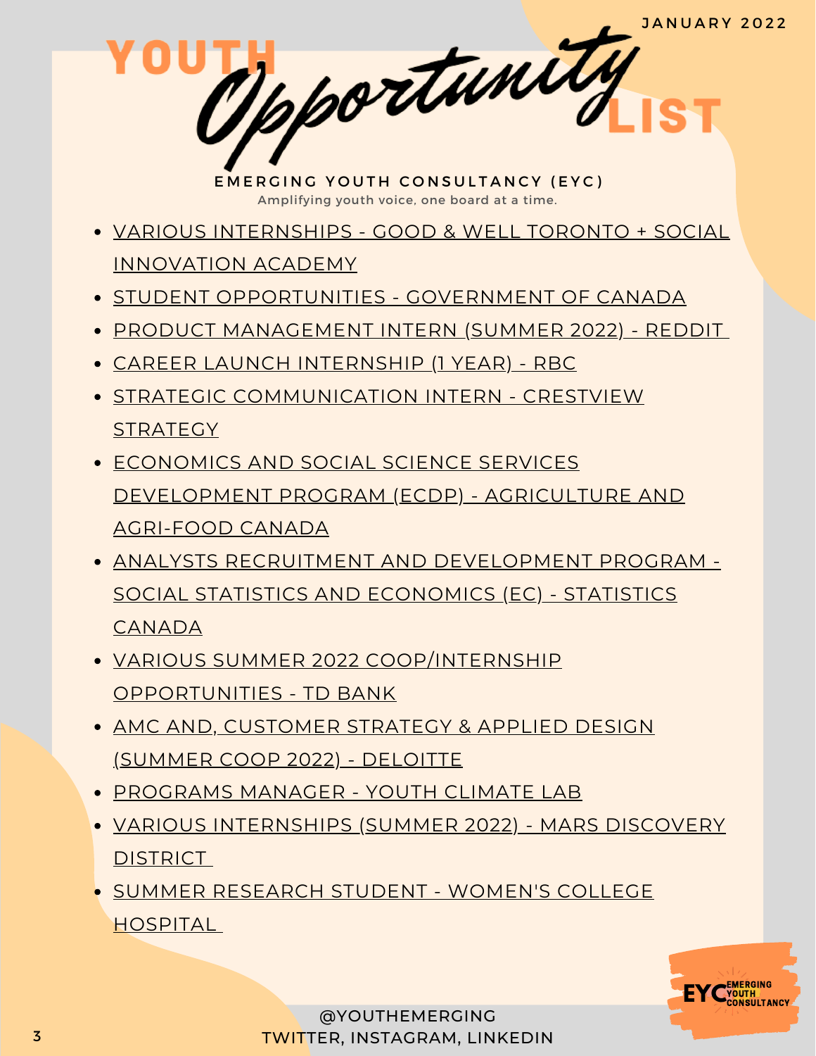# YOUTH *Opportunity* LIST

JANUARY 2022

**EMERGING YOUTH CONSULTANCY (EYC)**

Amplifying youth voice, one board at a time.

- VARIOUS INTERNSHIPS - GOOD & WELL TORONTO + SOCIAL INNOVATION ACADEMY
- STUDENT OPPORTUNITIES - GOVERNMENT OF CANADA
- PRODUCT MANAGEMENT INTERN (SUMMER 2022) - REDDIT
- CAREER LAUNCH INTERNSHIP (1 YEAR) - RBC
- STRATEGIC COMMUNICATION INTERN - CRESTVIEW STRATEGY
- ECONOMICS AND SOCIAL SCIENCE SERVICES DEVELOPMENT PROGRAM (ECDP) - AGRICULTURE AND AGRI-FOOD CANADA
- ANALYSTS RECRUITMENT AND DEVELOPMENT PROGRAM - SOCIAL STATISTICS AND ECONOMICS (EC) - STATISTICS CANADA
- VARIOUS SUMMER 2022 COOP/INTERNSHIP OPPORTUNITIES - TD BANK
- AMC AND, CUSTOMER STRATEGY & APPLIED DESIGN (SUMMER COOP 2022) - DELOITTE
- PROGRAMS MANAGER - YOUTH CLIMATE LAB
- VARIOUS INTERNSHIPS (SUMMER 2022) - MARS DISCOVERY DISTRICT
- SUMMER RESEARCH STUDENT - WOMEN'S COLLEGE HOSPITAL

@YOUTHEMERGING
TWITTER, INSTAGRAM, LINKEDIN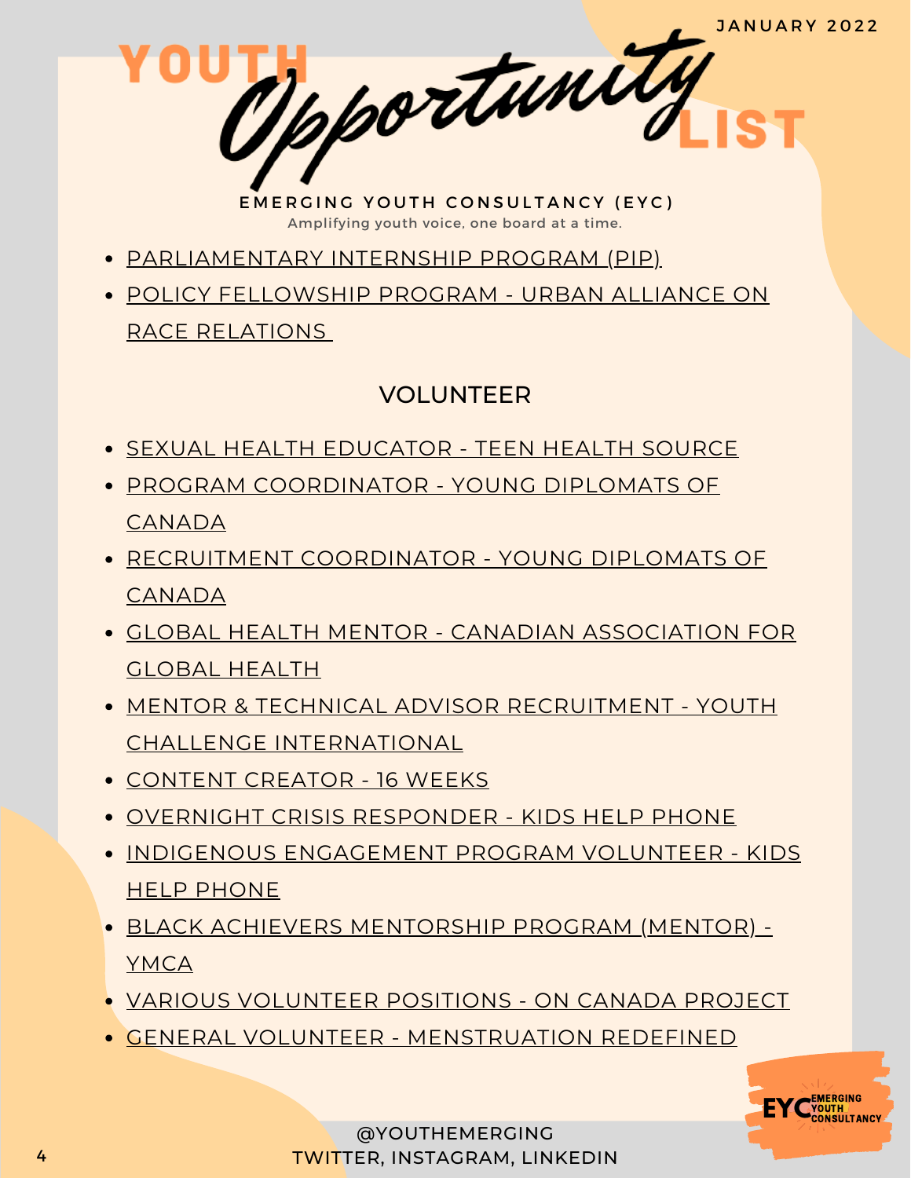# YOUTH *Opportunity* LIST

JANUARY 2022

**EMERGING YOUTH CONSULTANCY (EYC)**

Amplifying youth voice, one board at a time.

- PARLIAMENTARY INTERNSHIP PROGRAM (PIP)
- POLICY FELLOWSHIP PROGRAM - URBAN ALLIANCE ON RACE RELATIONS

## VOLUNTEER

- SEXUAL HEALTH EDUCATOR - TEEN HEALTH SOURCE
- PROGRAM COORDINATOR - YOUNG DIPLOMATS OF CANADA
- RECRUITMENT COORDINATOR - YOUNG DIPLOMATS OF CANADA
- GLOBAL HEALTH MENTOR - CANADIAN ASSOCIATION FOR GLOBAL HEALTH
- MENTOR & TECHNICAL ADVISOR RECRUITMENT - YOUTH CHALLENGE INTERNATIONAL
- CONTENT CREATOR - 16 WEEKS
- OVERNIGHT CRISIS RESPONDER - KIDS HELP PHONE
- INDIGENOUS ENGAGEMENT PROGRAM VOLUNTEER - KIDS HELP PHONE
- BLACK ACHIEVERS MENTORSHIP PROGRAM (MENTOR) - YMCA
- VARIOUS VOLUNTEER POSITIONS - ON CANADA PROJECT
- GENERAL VOLUNTEER - MENSTRUATION REDEFINED

@YOUTHEMERGING
TWITTER, INSTAGRAM, LINKEDIN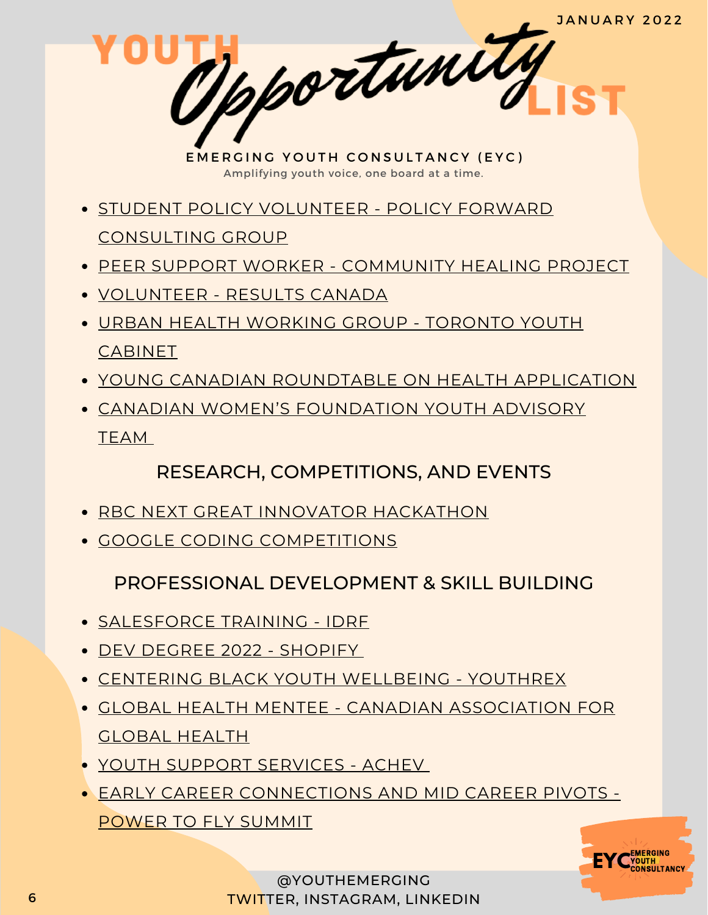# YOUTH *Opportunity* LIST

JANUARY 2022

**EMERGING YOUTH CONSULTANCY (EYC)**

Amplifying youth voice, one board at a time.

- STUDENT POLICY VOLUNTEER - POLICY FORWARD CONSULTING GROUP
- PEER SUPPORT WORKER - COMMUNITY HEALING PROJECT
- VOLUNTEER - RESULTS CANADA
- URBAN HEALTH WORKING GROUP - TORONTO YOUTH CABINET
- YOUNG CANADIAN ROUNDTABLE ON HEALTH APPLICATION
- CANADIAN WOMEN'S FOUNDATION YOUTH ADVISORY TEAM

## RESEARCH, COMPETITIONS, AND EVENTS

- RBC NEXT GREAT INNOVATOR HACKATHON
- GOOGLE CODING COMPETITIONS

## PROFESSIONAL DEVELOPMENT & SKILL BUILDING

- SALESFORCE TRAINING - IDRF
- DEV DEGREE 2022 - SHOPIFY
- CENTERING BLACK YOUTH WELLBEING - YOUTHREX
- GLOBAL HEALTH MENTEE - CANADIAN ASSOCIATION FOR GLOBAL HEALTH
- YOUTH SUPPORT SERVICES - ACHEV
- EARLY CAREER CONNECTIONS AND MID CAREER PIVOTS - POWER TO FLY SUMMIT

@YOUTHEMERGING
TWITTER, INSTAGRAM, LINKEDIN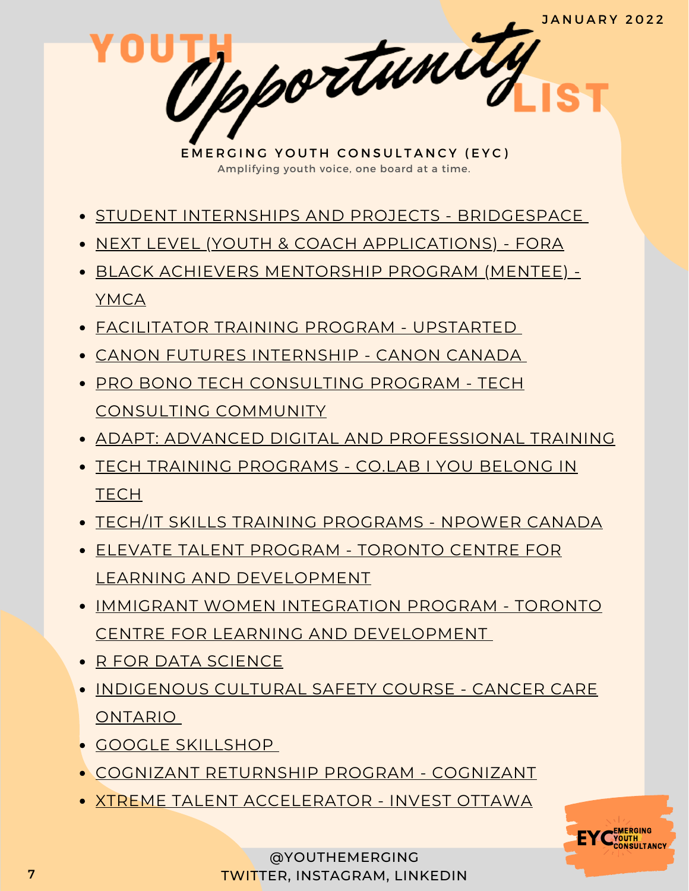JANUARY 2022

# YOUTH *Opportunity* LIST

**EMERGING YOUTH CONSULTANCY (EYC)**

Amplifying youth voice, one board at a time.

- STUDENT INTERNSHIPS AND PROJECTS - BRIDGESPACE
- NEXT LEVEL (YOUTH & COACH APPLICATIONS) - FORA
- BLACK ACHIEVERS MENTORSHIP PROGRAM (MENTEE) - YMCA
- FACILITATOR TRAINING PROGRAM - UPSTARTED
- CANON FUTURES INTERNSHIP - CANON CANADA
- PRO BONO TECH CONSULTING PROGRAM - TECH CONSULTING COMMUNITY
- ADAPT: ADVANCED DIGITAL AND PROFESSIONAL TRAINING
- TECH TRAINING PROGRAMS - CO.LAB I YOU BELONG IN TECH
- TECH/IT SKILLS TRAINING PROGRAMS - NPOWER CANADA
- ELEVATE TALENT PROGRAM - TORONTO CENTRE FOR LEARNING AND DEVELOPMENT
- IMMIGRANT WOMEN INTEGRATION PROGRAM - TORONTO CENTRE FOR LEARNING AND DEVELOPMENT
- R FOR DATA SCIENCE
- INDIGENOUS CULTURAL SAFETY COURSE - CANCER CARE ONTARIO
- GOOGLE SKILLSHOP
- COGNIZANT RETURNSHIP PROGRAM - COGNIZANT
- XTREME TALENT ACCELERATOR - INVEST OTTAWA

EYC EMERGING YOUTH CONSULTANCY

@YOUTHEMERGING
TWITTER, INSTAGRAM, LINKEDIN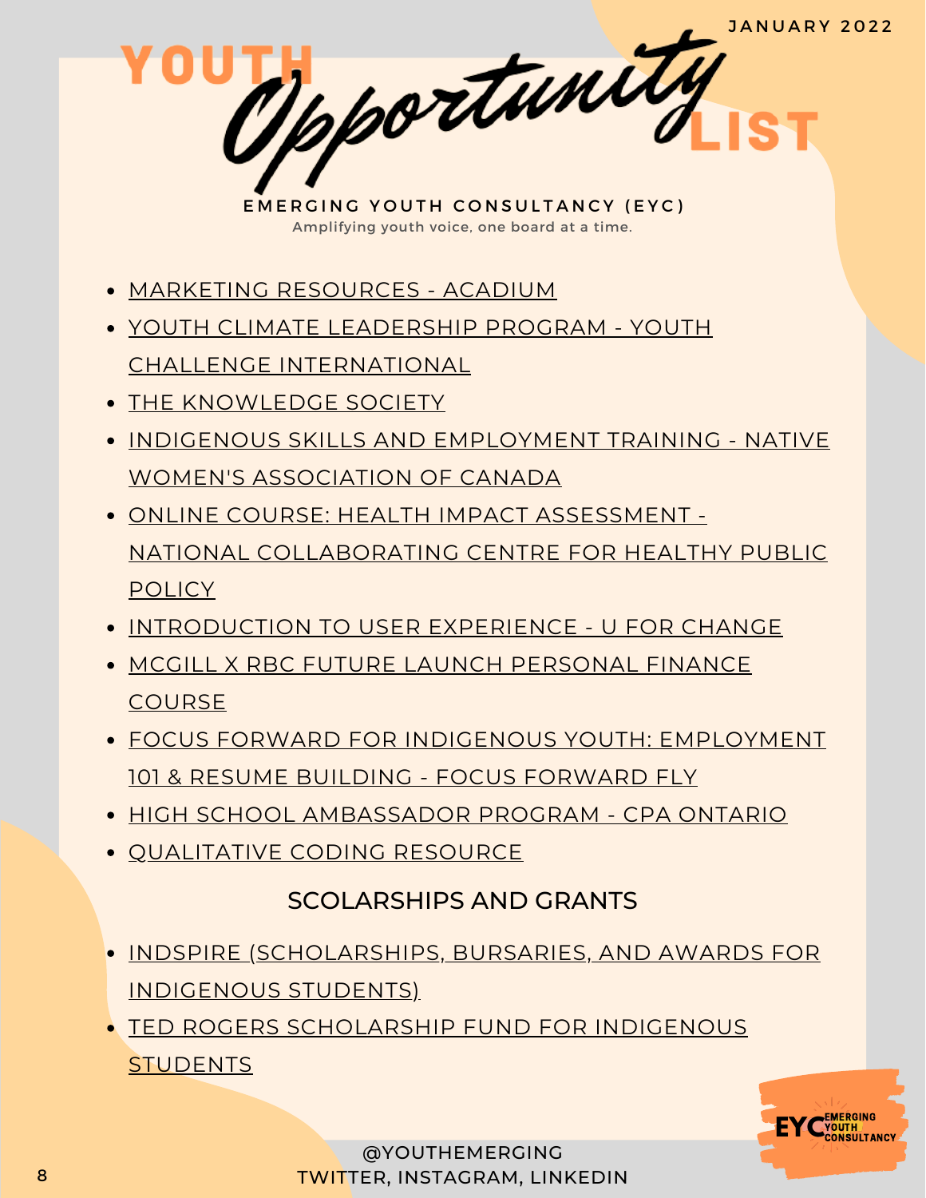JANUARY 2022

# YOUTH *Opportunity* LIST

**EMERGING YOUTH CONSULTANCY (EYC)**

Amplifying youth voice, one board at a time.

- MARKETING RESOURCES - ACADIUM
- YOUTH CLIMATE LEADERSHIP PROGRAM - YOUTH CHALLENGE INTERNATIONAL
- THE KNOWLEDGE SOCIETY
- INDIGENOUS SKILLS AND EMPLOYMENT TRAINING - NATIVE WOMEN'S ASSOCIATION OF CANADA
- ONLINE COURSE: HEALTH IMPACT ASSESSMENT - NATIONAL COLLABORATING CENTRE FOR HEALTHY PUBLIC POLICY
- INTRODUCTION TO USER EXPERIENCE - U FOR CHANGE
- MCGILL X RBC FUTURE LAUNCH PERSONAL FINANCE COURSE
- FOCUS FORWARD FOR INDIGENOUS YOUTH: EMPLOYMENT 101 & RESUME BUILDING - FOCUS FORWARD FLY
- HIGH SCHOOL AMBASSADOR PROGRAM - CPA ONTARIO
- QUALITATIVE CODING RESOURCE

## SCOLARSHIPS AND GRANTS

- INDSPIRE (SCHOLARSHIPS, BURSARIES, AND AWARDS FOR INDIGENOUS STUDENTS)
- TED ROGERS SCHOLARSHIP FUND FOR INDIGENOUS STUDENTS

@YOUTHEMERGING
TWITTER, INSTAGRAM, LINKEDIN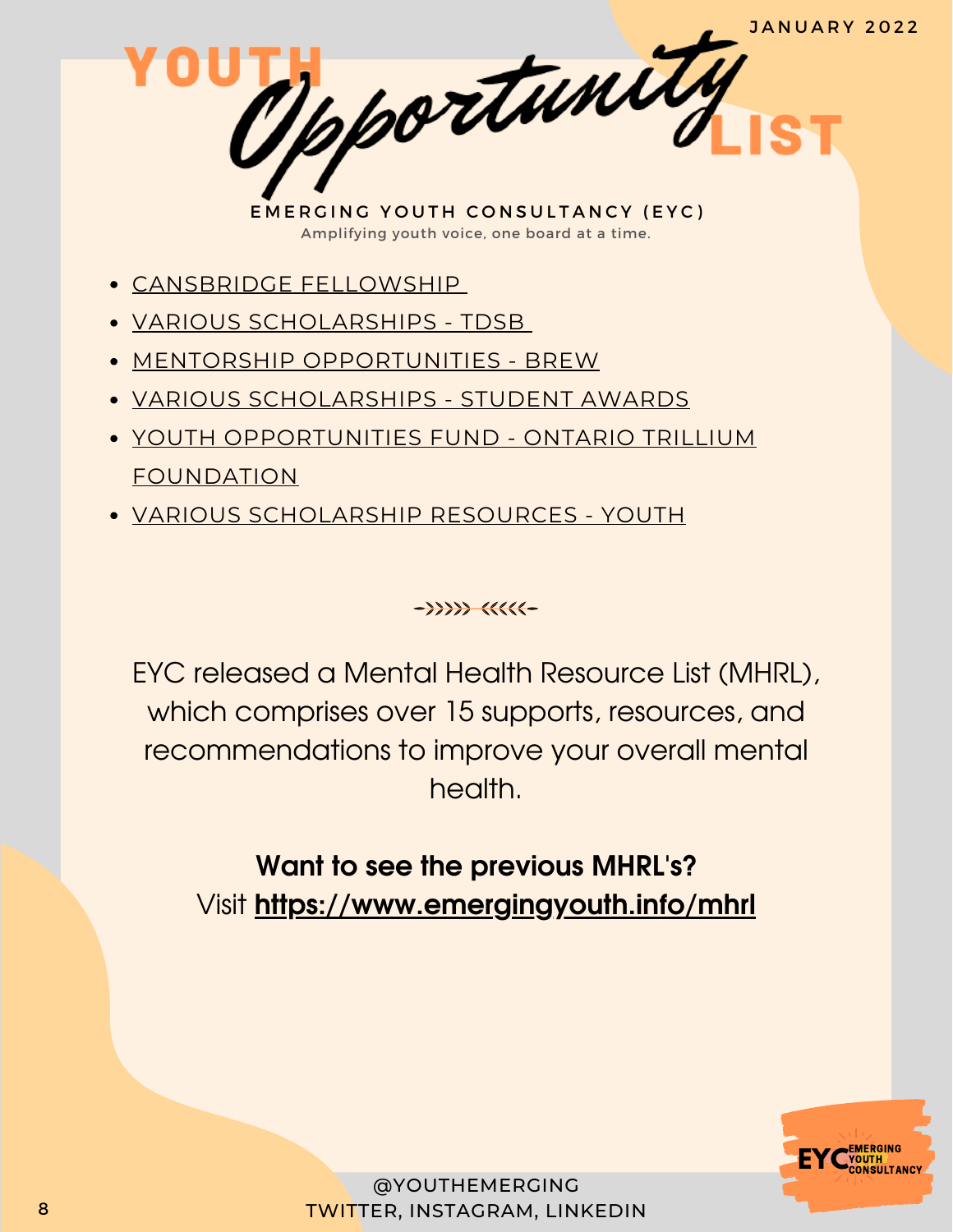JANUARY 2022

# YOUTH *Opportunity* LIST

**EMERGING YOUTH CONSULTANCY (EYC)**

Amplifying youth voice, one board at a time.

- CANSBRIDGE FELLOWSHIP
- VARIOUS SCHOLARSHIPS - TDSB
- MENTORSHIP OPPORTUNITIES - BREW
- VARIOUS SCHOLARSHIPS - STUDENT AWARDS
- YOUTH OPPORTUNITIES FUND - ONTARIO TRILLIUM FOUNDATION
- VARIOUS SCHOLARSHIP RESOURCES - YOUTH

EYC released a Mental Health Resource List (MHRL), which comprises over 15 supports, resources, and recommendations to improve your overall mental health.

**Want to see the previous MHRL's?**

Visit **https://www.emergingyouth.info/mhrl**

@YOUTHEMERGING
TWITTER, INSTAGRAM, LINKEDIN